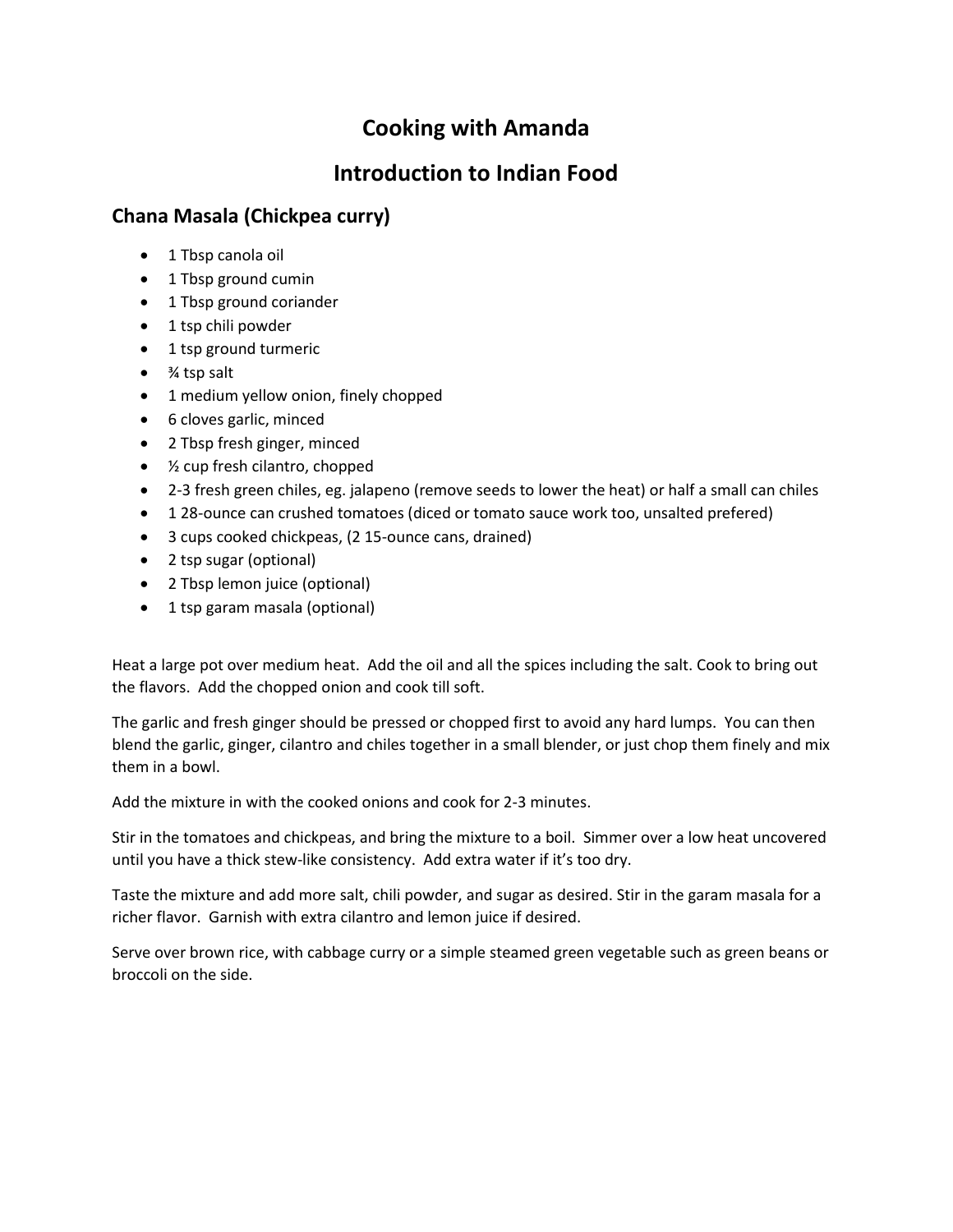# Cooking with Amanda

# Introduction to Indian Food

## Chana Masala (Chickpea curry)

- 1 Tbsp canola oil
- 1 Tbsp ground cumin
- 1 Tbsp ground coriander
- 1 tsp chili powder
- 1 tsp ground turmeric
- ¾ tsp salt
- 1 medium yellow onion, finely chopped
- 6 cloves garlic, minced
- 2 Tbsp fresh ginger, minced
- ½ cup fresh cilantro, chopped
- 2-3 fresh green chiles, eg. jalapeno (remove seeds to lower the heat) or half a small can chiles
- 1 28-ounce can crushed tomatoes (diced or tomato sauce work too, unsalted prefered)
- 3 cups cooked chickpeas, (2 15-ounce cans, drained)
- 2 tsp sugar (optional)
- 2 Tbsp lemon juice (optional)
- 1 tsp garam masala (optional)

Heat a large pot over medium heat. Add the oil and all the spices including the salt. Cook to bring out the flavors. Add the chopped onion and cook till soft.

The garlic and fresh ginger should be pressed or chopped first to avoid any hard lumps. You can then blend the garlic, ginger, cilantro and chiles together in a small blender, or just chop them finely and mix them in a bowl.

Add the mixture in with the cooked onions and cook for 2-3 minutes.

Stir in the tomatoes and chickpeas, and bring the mixture to a boil. Simmer over a low heat uncovered until you have a thick stew-like consistency. Add extra water if it's too dry.

Taste the mixture and add more salt, chili powder, and sugar as desired. Stir in the garam masala for a richer flavor. Garnish with extra cilantro and lemon juice if desired.

Serve over brown rice, with cabbage curry or a simple steamed green vegetable such as green beans or broccoli on the side.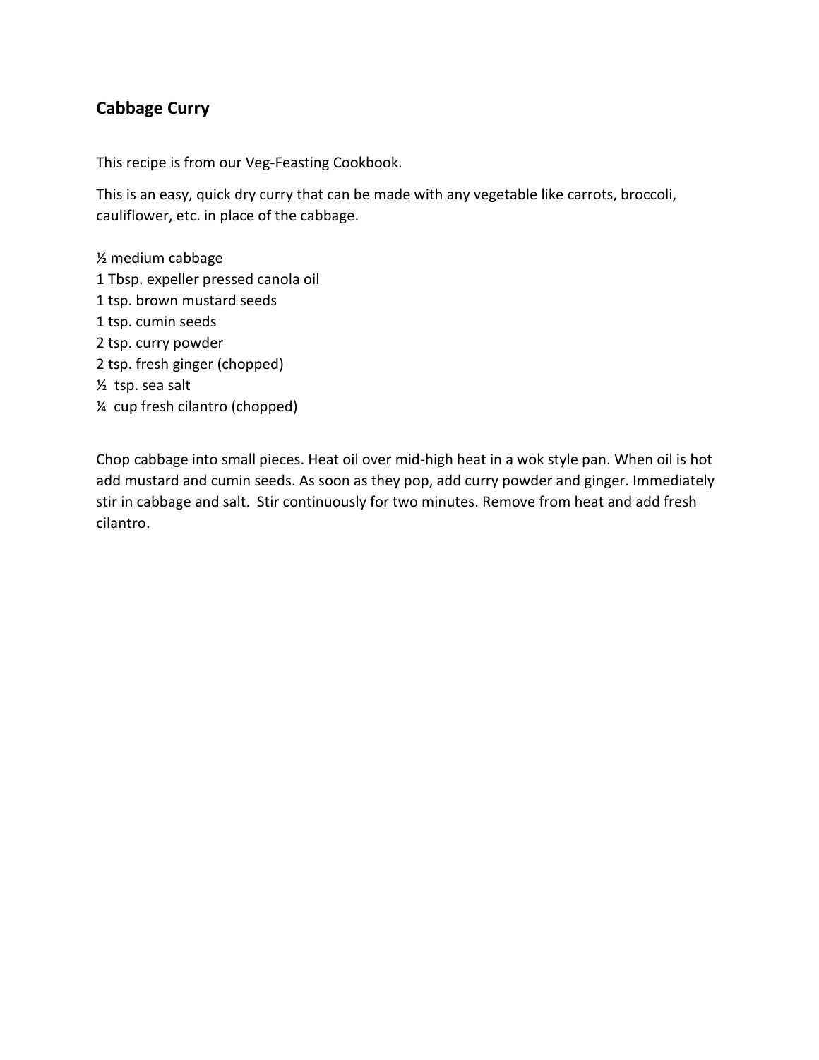## Cabbage Curry

This recipe is from our Veg-Feasting Cookbook.

This is an easy, quick dry curry that can be made with any vegetable like carrots, broccoli, cauliflower, etc. in place of the cabbage.

½ medium cabbage
1 Tbsp. expeller pressed canola oil
1 tsp. brown mustard seeds
1 tsp. cumin seeds
2 tsp. curry powder
2 tsp. fresh ginger (chopped)
½ tsp. sea salt
¼ cup fresh cilantro (chopped)

Chop cabbage into small pieces. Heat oil over mid-high heat in a wok style pan. When oil is hot add mustard and cumin seeds. As soon as they pop, add curry powder and ginger. Immediately stir in cabbage and salt. Stir continuously for two minutes. Remove from heat and add fresh cilantro.